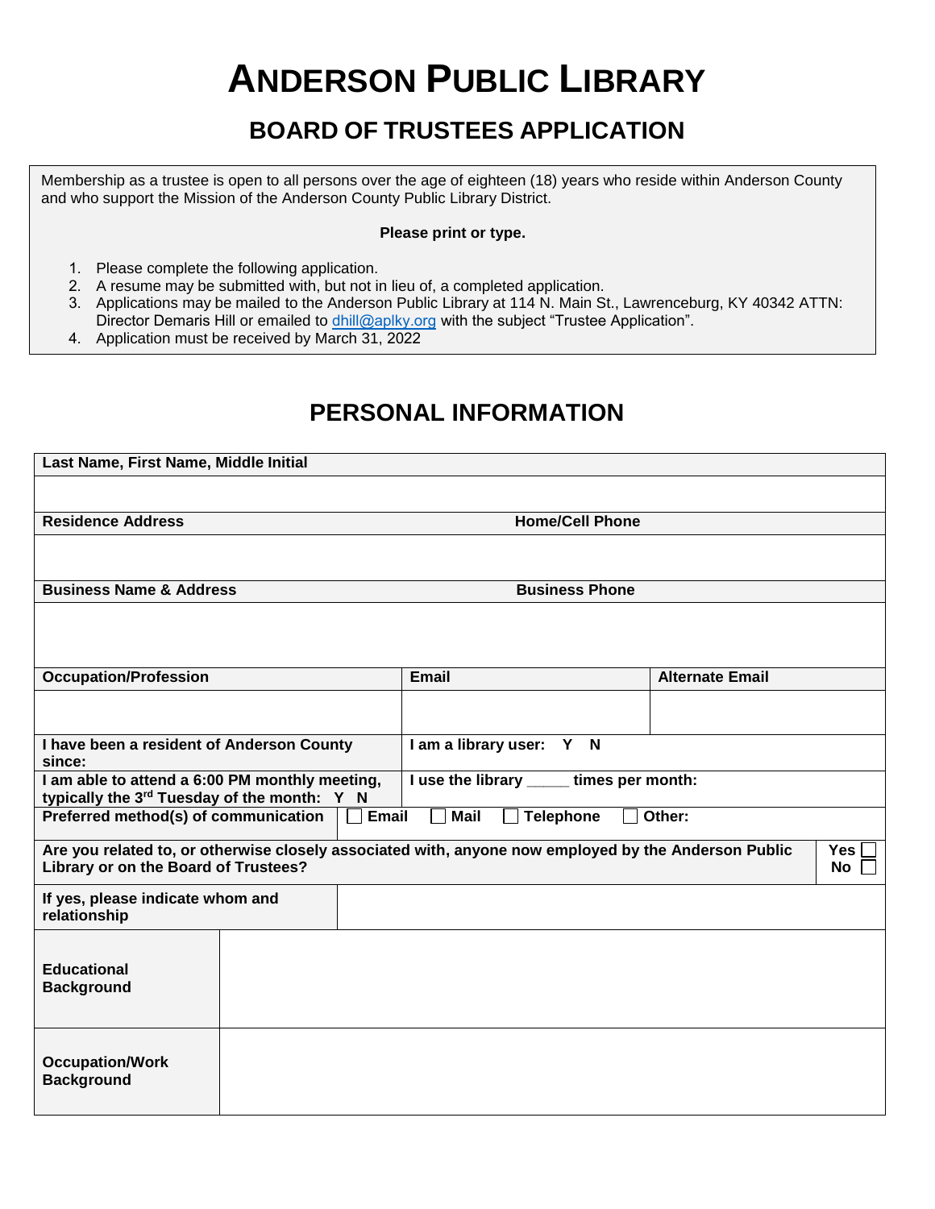# ANDERSON PUBLIC LIBRARY

## BOARD OF TRUSTEES APPLICATION

Membership as a trustee is open to all persons over the age of eighteen (18) years who reside within Anderson County and who support the Mission of the Anderson County Public Library District.

**Please print or type.**

1. Please complete the following application.
2. A resume may be submitted with, but not in lieu of, a completed application.
3. Applications may be mailed to the Anderson Public Library at 114 N. Main St., Lawrenceburg, KY 40342 ATTN: Director Demaris Hill or emailed to dhill@aplky.org with the subject "Trustee Application".
4. Application must be received by March 31, 2022

## PERSONAL INFORMATION

| **Last Name, First Name, Middle Initial** | | |
|---|---|---|
| | | |
| **Residence Address** | **Home/Cell Phone** | |
| | | |
| **Business Name & Address** | **Business Phone** | |
| | | |
| **Occupation/Profession** | **Email** | **Alternate Email** |
| | | |
| **I have been a resident of Anderson County since:** | **I am a library user: Y N** | |
| **I am able to attend a 6:00 PM monthly meeting, typically the 3rd Tuesday of the month: Y N** | **I use the library _____ times per month:** | |
| **Preferred method(s) of communication** | ☐ **Email** ☐ **Mail** ☐ **Telephone** ☐ **Other:** | |

| **Are you related to, or otherwise closely associated with, anyone now employed by the Anderson Public Library or on the Board of Trustees?** | **Yes** ☐ **No** ☐ |
|---|---|
| **If yes, please indicate whom and relationship** | |

| **Educational Background** | |
|---|---|
| **Occupation/Work Background** | |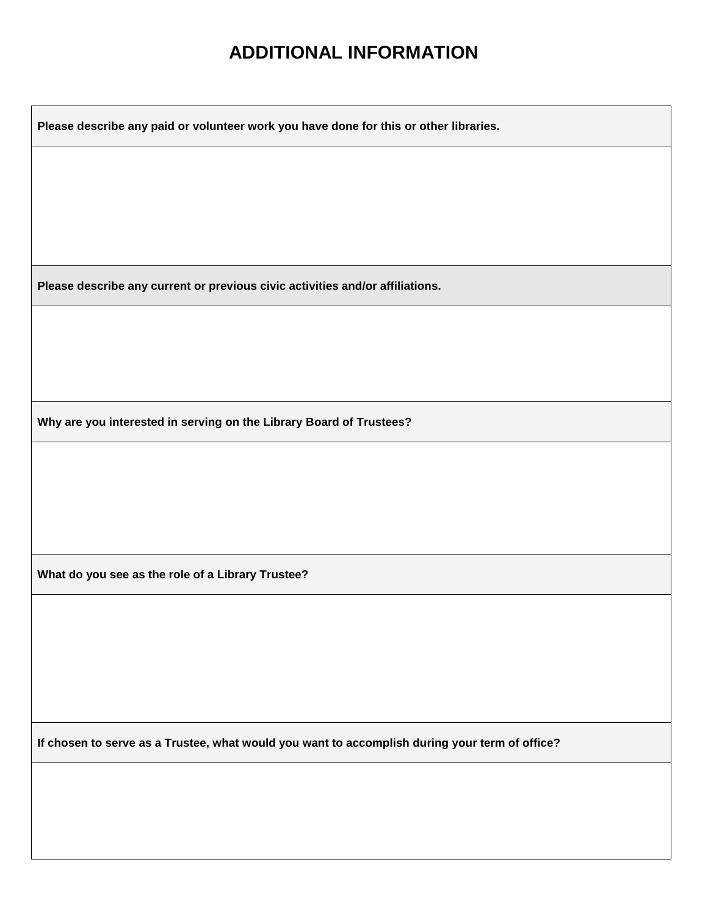# ADDITIONAL INFORMATION

| **Please describe any paid or volunteer work you have done for this or other libraries.** |
| --- |
| |
| **Please describe any current or previous civic activities and/or affiliations.** |
| |
| **Why are you interested in serving on the Library Board of Trustees?** |
| |
| **What do you see as the role of a Library Trustee?** |
| |
| **If chosen to serve as a Trustee, what would you want to accomplish during your term of office?** |
| |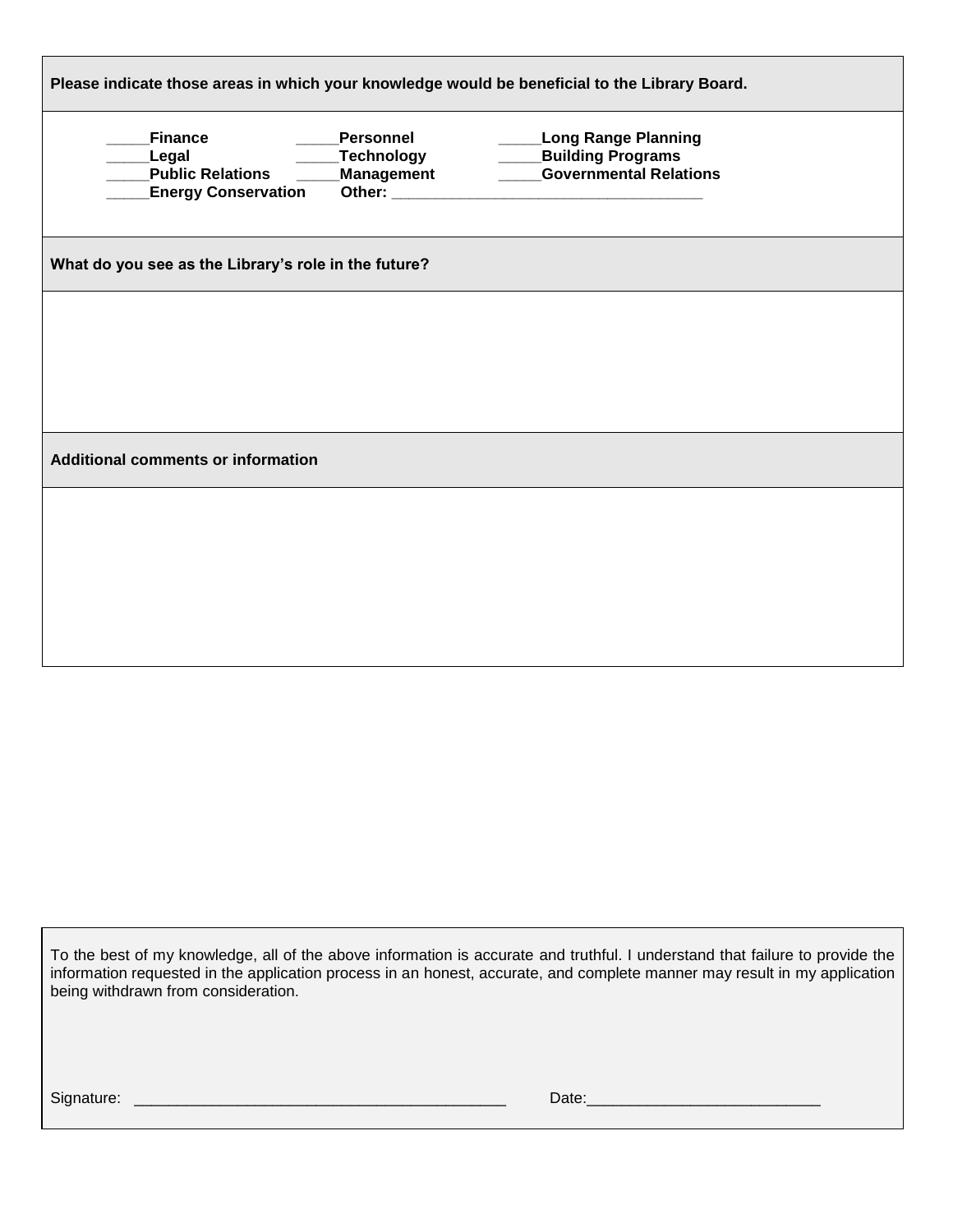**Please indicate those areas in which your knowledge would be beneficial to the Library Board.**

_____**Finance** _____**Personnel** _____**Long Range Planning**
_____**Legal** _____**Technology** _____**Building Programs**
_____**Public Relations** _____**Management** _____**Governmental Relations**
_____**Energy Conservation** **Other:** ____________________________________

**What do you see as the Library's role in the future?**

**Additional comments or information**

To the best of my knowledge, all of the above information is accurate and truthful. I understand that failure to provide the information requested in the application process in an honest, accurate, and complete manner may result in my application being withdrawn from consideration.

Signature: ___________________________________________ Date:__________________________